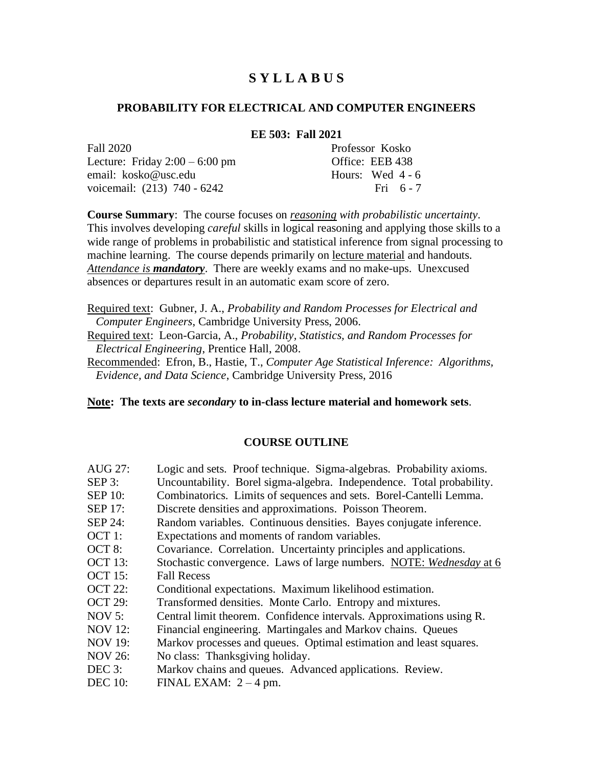# S Y L L A B U S

## PROBABILITY FOR ELECTRICAL AND COMPUTER ENGINEERS

### EE 503: Fall 2021

Fall 2020
Lecture: Friday 2:00 – 6:00 pm
email: kosko@usc.edu
voicemail: (213) 740 - 6242

Professor Kosko
Office: EEB 438
Hours: Wed 4 - 6
Fri 6 - 7

**Course Summary**: The course focuses on *reasoning with probabilistic uncertainty*. This involves developing *careful* skills in logical reasoning and applying those skills to a wide range of problems in probabilistic and statistical inference from signal processing to machine learning. The course depends primarily on lecture material and handouts. *Attendance is **mandatory***. There are weekly exams and no make-ups. Unexcused absences or departures result in an automatic exam score of zero.

Required text: Gubner, J. A., *Probability and Random Processes for Electrical and Computer Engineers*, Cambridge University Press, 2006.
Required text: Leon-Garcia, A., *Probability, Statistics, and Random Processes for Electrical Engineering*, Prentice Hall, 2008.
Recommended: Efron, B., Hastie, T., *Computer Age Statistical Inference: Algorithms, Evidence, and Data Science*, Cambridge University Press, 2016

**Note: The texts are *secondary* to in-class lecture material and homework sets**.

### COURSE OUTLINE

| | |
|---|---|
| AUG 27: | Logic and sets. Proof technique. Sigma-algebras. Probability axioms. |
| SEP 3: | Uncountability. Borel sigma-algebra. Independence. Total probability. |
| SEP 10: | Combinatorics. Limits of sequences and sets. Borel-Cantelli Lemma. |
| SEP 17: | Discrete densities and approximations. Poisson Theorem. |
| SEP 24: | Random variables. Continuous densities. Bayes conjugate inference. |
| OCT 1: | Expectations and moments of random variables. |
| OCT 8: | Covariance. Correlation. Uncertainty principles and applications. |
| OCT 13: | Stochastic convergence. Laws of large numbers. NOTE: *Wednesday* at 6 |
| OCT 15: | Fall Recess |
| OCT 22: | Conditional expectations. Maximum likelihood estimation. |
| OCT 29: | Transformed densities. Monte Carlo. Entropy and mixtures. |
| NOV 5: | Central limit theorem. Confidence intervals. Approximations using R. |
| NOV 12: | Financial engineering. Martingales and Markov chains. Queues |
| NOV 19: | Markov processes and queues. Optimal estimation and least squares. |
| NOV 26: | No class: Thanksgiving holiday. |
| DEC 3: | Markov chains and queues. Advanced applications. Review. |
| DEC 10: | FINAL EXAM: 2 – 4 pm. |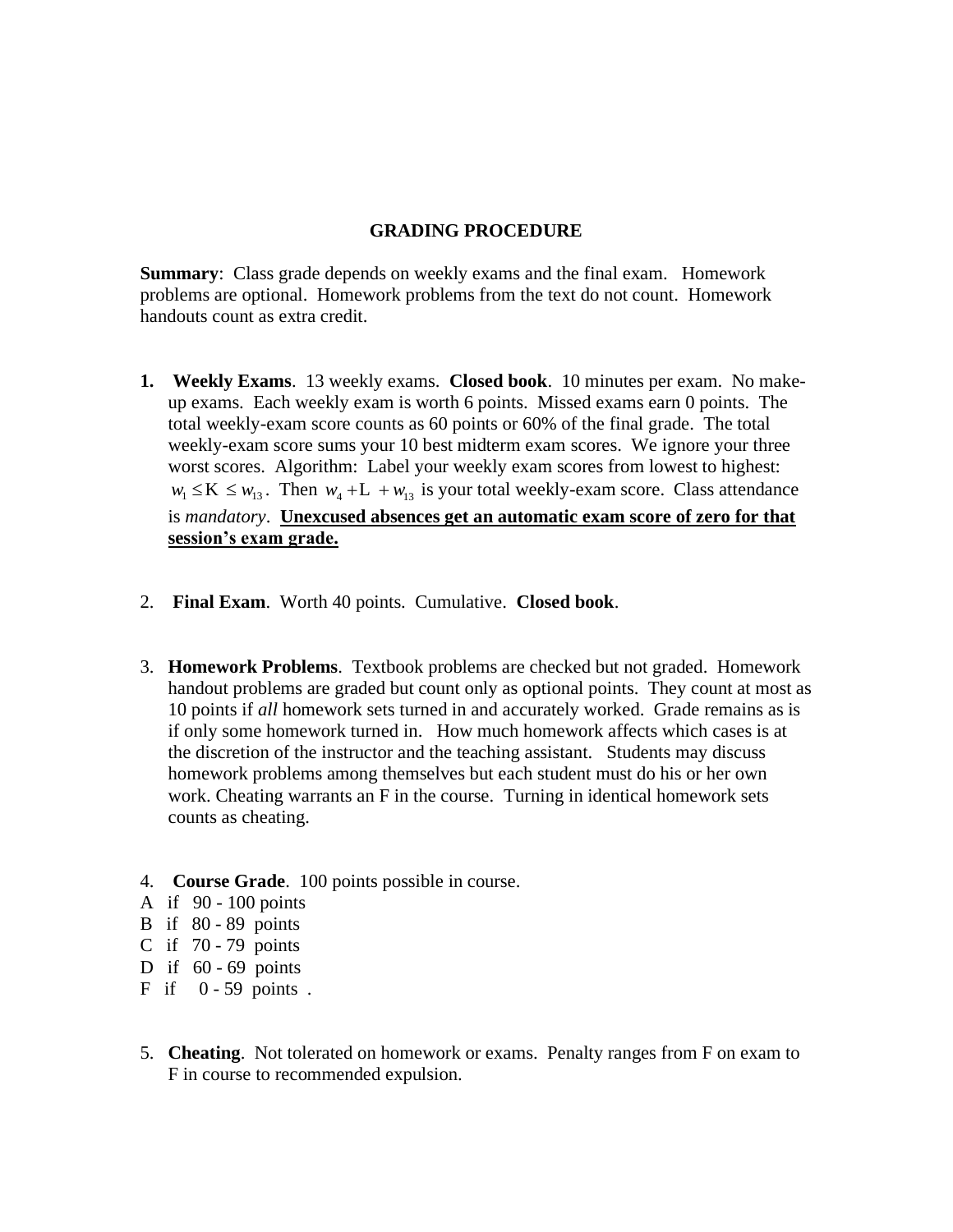## GRADING PROCEDURE

**Summary**: Class grade depends on weekly exams and the final exam. Homework problems are optional. Homework problems from the text do not count. Homework handouts count as extra credit.

1. **Weekly Exams**. 13 weekly exams. **Closed book**. 10 minutes per exam. No make-up exams. Each weekly exam is worth 6 points. Missed exams earn 0 points. The total weekly-exam score counts as 60 points or 60% of the final grade. The total weekly-exam score sums your 10 best midterm exam scores. We ignore your three worst scores. Algorithm: Label your weekly exam scores from lowest to highest: $w_1 \leq \ldots \leq w_{13}$. Then $w_4 + \ldots + w_{13}$ is your total weekly-exam score. Class attendance is *mandatory*. **Unexcused absences get an automatic exam score of zero for that session's exam grade.**

2. **Final Exam**. Worth 40 points. Cumulative. **Closed book**.

3. **Homework Problems**. Textbook problems are checked but not graded. Homework handout problems are graded but count only as optional points. They count at most as 10 points if *all* homework sets turned in and accurately worked. Grade remains as is if only some homework turned in. How much homework affects which cases is at the discretion of the instructor and the teaching assistant. Students may discuss homework problems among themselves but each student must do his or her own work. Cheating warrants an F in the course. Turning in identical homework sets counts as cheating.

4. **Course Grade**. 100 points possible in course.

A if 90 - 100 points
B if 80 - 89 points
C if 70 - 79 points
D if 60 - 69 points
F if 0 - 59 points .

5. **Cheating**. Not tolerated on homework or exams. Penalty ranges from F on exam to F in course to recommended expulsion.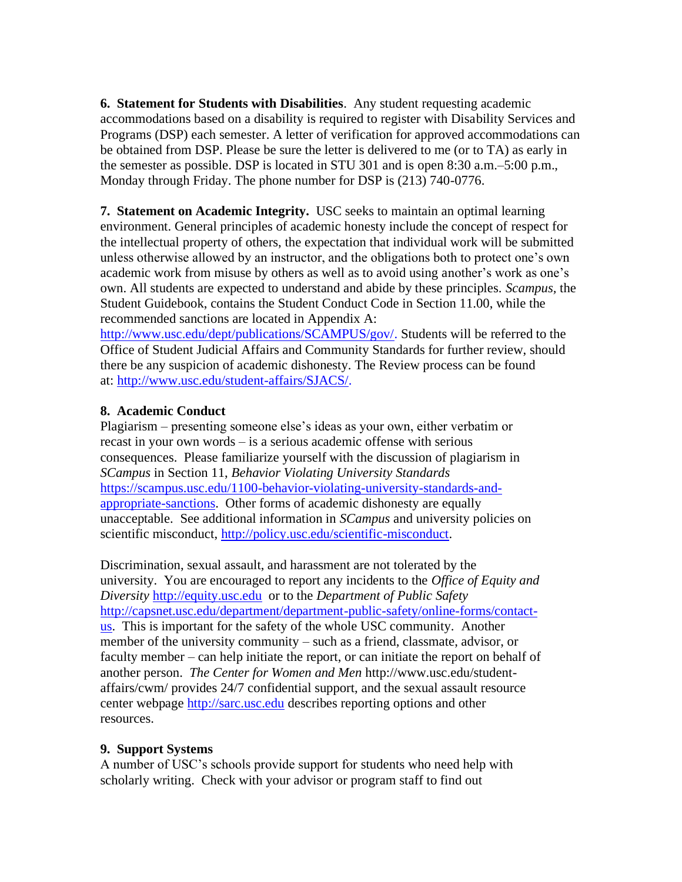**6. Statement for Students with Disabilities**. Any student requesting academic accommodations based on a disability is required to register with Disability Services and Programs (DSP) each semester. A letter of verification for approved accommodations can be obtained from DSP. Please be sure the letter is delivered to me (or to TA) as early in the semester as possible. DSP is located in STU 301 and is open 8:30 a.m.–5:00 p.m., Monday through Friday. The phone number for DSP is (213) 740-0776.

**7. Statement on Academic Integrity.** USC seeks to maintain an optimal learning environment. General principles of academic honesty include the concept of respect for the intellectual property of others, the expectation that individual work will be submitted unless otherwise allowed by an instructor, and the obligations both to protect one's own academic work from misuse by others as well as to avoid using another's work as one's own. All students are expected to understand and abide by these principles. *Scampus,* the Student Guidebook, contains the Student Conduct Code in Section 11.00, while the recommended sanctions are located in Appendix A: http://www.usc.edu/dept/publications/SCAMPUS/gov/. Students will be referred to the Office of Student Judicial Affairs and Community Standards for further review, should there be any suspicion of academic dishonesty. The Review process can be found at: http://www.usc.edu/student-affairs/SJACS/.

**8. Academic Conduct**

Plagiarism – presenting someone else's ideas as your own, either verbatim or recast in your own words – is a serious academic offense with serious consequences. Please familiarize yourself with the discussion of plagiarism in *SCampus* in Section 11, *Behavior Violating University Standards* https://scampus.usc.edu/1100-behavior-violating-university-standards-and-appropriate-sanctions. Other forms of academic dishonesty are equally unacceptable. See additional information in *SCampus* and university policies on scientific misconduct, http://policy.usc.edu/scientific-misconduct.

Discrimination, sexual assault, and harassment are not tolerated by the university. You are encouraged to report any incidents to the *Office of Equity and Diversity* http://equity.usc.edu or to the *Department of Public Safety* http://capsnet.usc.edu/department/department-public-safety/online-forms/contact-us. This is important for the safety of the whole USC community. Another member of the university community – such as a friend, classmate, advisor, or faculty member – can help initiate the report, or can initiate the report on behalf of another person. *The Center for Women and Men* http://www.usc.edu/student-affairs/cwm/ provides 24/7 confidential support, and the sexual assault resource center webpage http://sarc.usc.edu describes reporting options and other resources.

**9. Support Systems**

A number of USC's schools provide support for students who need help with scholarly writing. Check with your advisor or program staff to find out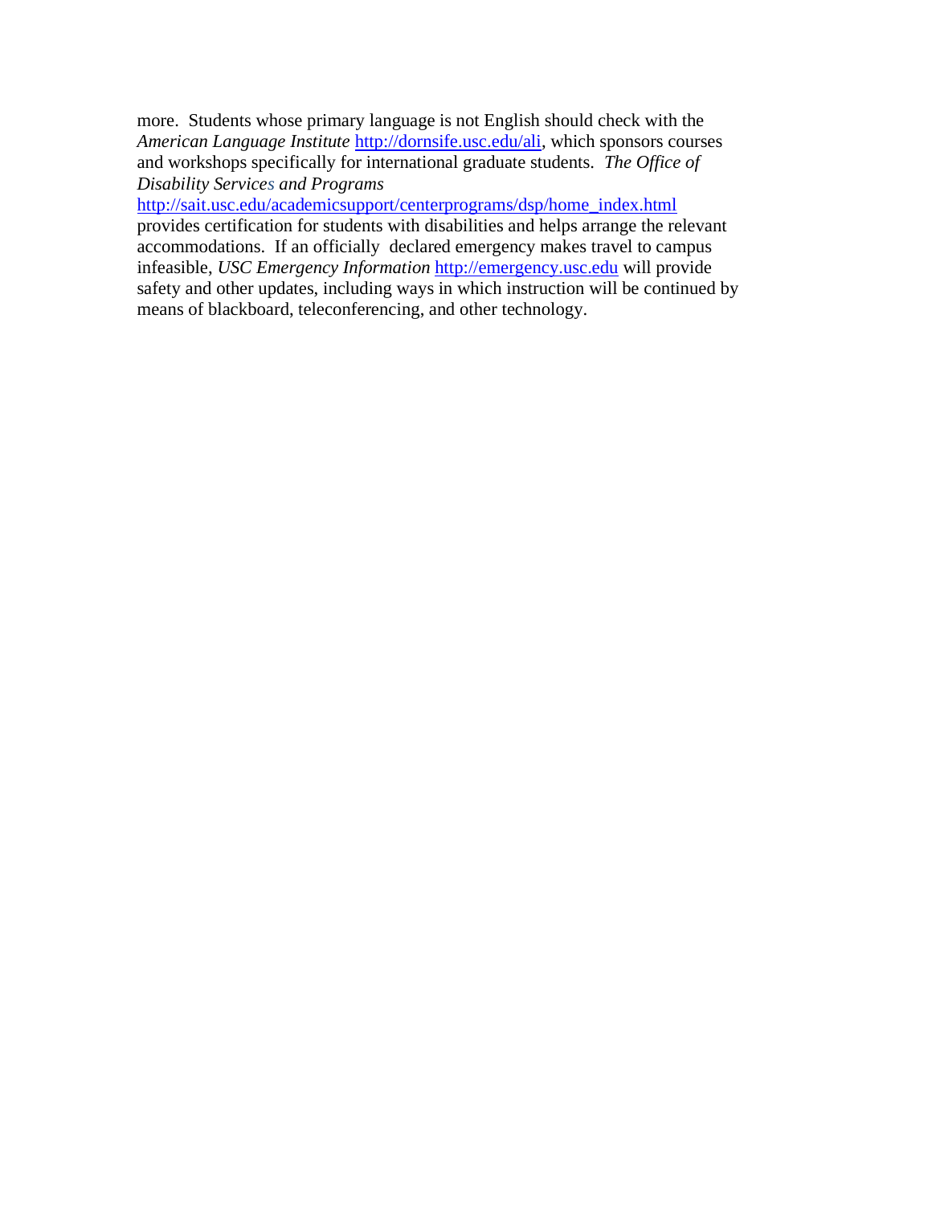more. Students whose primary language is not English should check with the *American Language Institute* http://dornsife.usc.edu/ali, which sponsors courses and workshops specifically for international graduate students. *The Office of Disability Services and Programs* http://sait.usc.edu/academicsupport/centerprograms/dsp/home_index.html provides certification for students with disabilities and helps arrange the relevant accommodations. If an officially declared emergency makes travel to campus infeasible, *USC Emergency Information* http://emergency.usc.edu will provide safety and other updates, including ways in which instruction will be continued by means of blackboard, teleconferencing, and other technology.